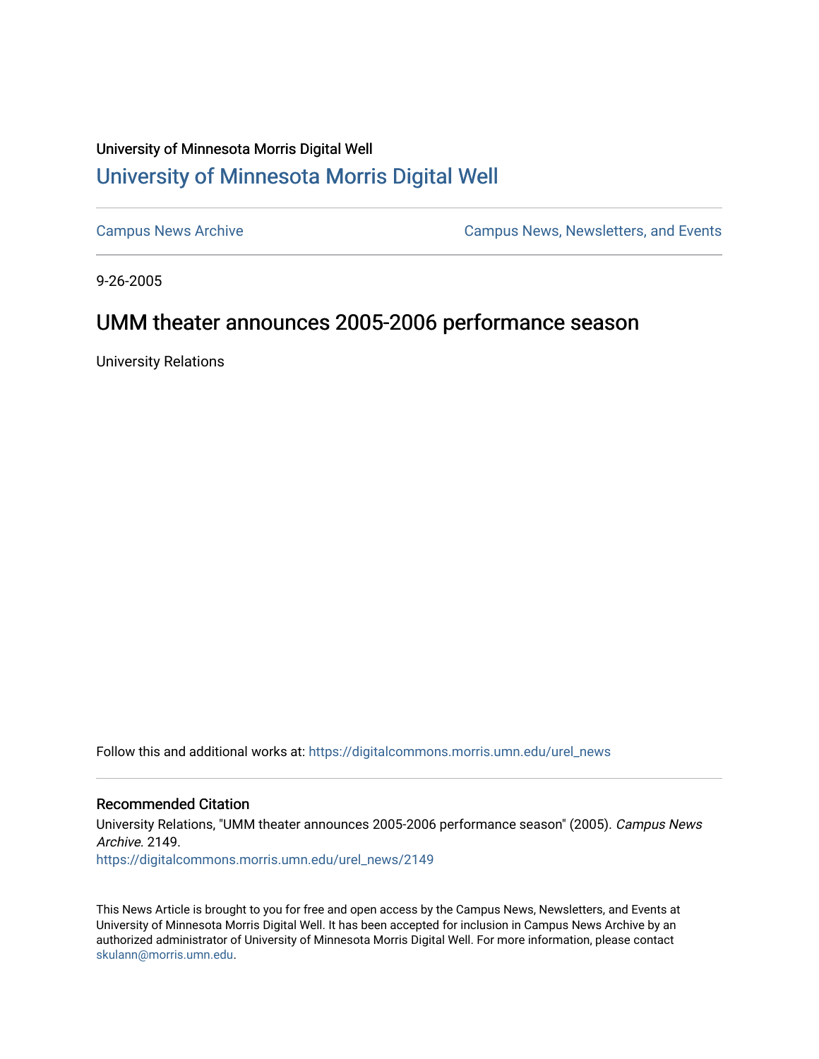University of Minnesota Morris Digital Well

# University of Minnesota Morris Digital Well

Campus News Archive

Campus News, Newsletters, and Events

9-26-2005

## UMM theater announces 2005-2006 performance season

University Relations

Follow this and additional works at: https://digitalcommons.morris.umn.edu/urel_news

### Recommended Citation

University Relations, "UMM theater announces 2005-2006 performance season" (2005). *Campus News Archive*. 2149.
https://digitalcommons.morris.umn.edu/urel_news/2149

This News Article is brought to you for free and open access by the Campus News, Newsletters, and Events at University of Minnesota Morris Digital Well. It has been accepted for inclusion in Campus News Archive by an authorized administrator of University of Minnesota Morris Digital Well. For more information, please contact skulann@morris.umn.edu.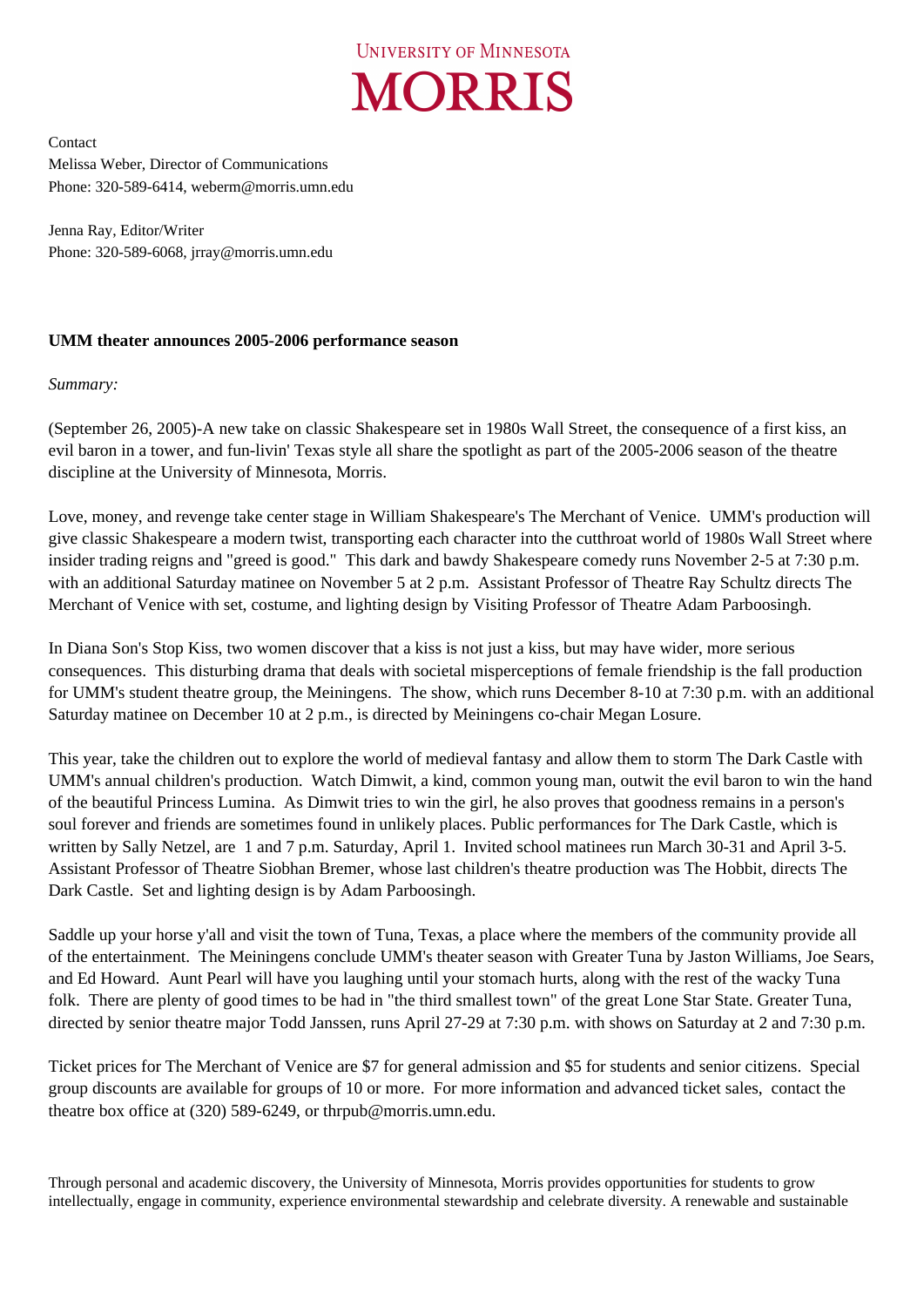UNIVERSITY OF MINNESOTA
MORRIS

Contact
Melissa Weber, Director of Communications
Phone: 320-589-6414, weberm@morris.umn.edu

Jenna Ray, Editor/Writer
Phone: 320-589-6068, jrray@morris.umn.edu

**UMM theater announces 2005-2006 performance season**

*Summary:*

(September 26, 2005)-A new take on classic Shakespeare set in 1980s Wall Street, the consequence of a first kiss, an evil baron in a tower, and fun-livin' Texas style all share the spotlight as part of the 2005-2006 season of the theatre discipline at the University of Minnesota, Morris.

Love, money, and revenge take center stage in William Shakespeare's The Merchant of Venice. UMM's production will give classic Shakespeare a modern twist, transporting each character into the cutthroat world of 1980s Wall Street where insider trading reigns and "greed is good." This dark and bawdy Shakespeare comedy runs November 2-5 at 7:30 p.m. with an additional Saturday matinee on November 5 at 2 p.m. Assistant Professor of Theatre Ray Schultz directs The Merchant of Venice with set, costume, and lighting design by Visiting Professor of Theatre Adam Parboosingh.

In Diana Son's Stop Kiss, two women discover that a kiss is not just a kiss, but may have wider, more serious consequences. This disturbing drama that deals with societal misperceptions of female friendship is the fall production for UMM's student theatre group, the Meiningens. The show, which runs December 8-10 at 7:30 p.m. with an additional Saturday matinee on December 10 at 2 p.m., is directed by Meiningens co-chair Megan Losure.

This year, take the children out to explore the world of medieval fantasy and allow them to storm The Dark Castle with UMM's annual children's production. Watch Dimwit, a kind, common young man, outwit the evil baron to win the hand of the beautiful Princess Lumina. As Dimwit tries to win the girl, he also proves that goodness remains in a person's soul forever and friends are sometimes found in unlikely places. Public performances for The Dark Castle, which is written by Sally Netzel, are 1 and 7 p.m. Saturday, April 1. Invited school matinees run March 30-31 and April 3-5. Assistant Professor of Theatre Siobhan Bremer, whose last children's theatre production was The Hobbit, directs The Dark Castle. Set and lighting design is by Adam Parboosingh.

Saddle up your horse y'all and visit the town of Tuna, Texas, a place where the members of the community provide all of the entertainment. The Meiningens conclude UMM's theater season with Greater Tuna by Jaston Williams, Joe Sears, and Ed Howard. Aunt Pearl will have you laughing until your stomach hurts, along with the rest of the wacky Tuna folk. There are plenty of good times to be had in "the third smallest town" of the great Lone Star State. Greater Tuna, directed by senior theatre major Todd Janssen, runs April 27-29 at 7:30 p.m. with shows on Saturday at 2 and 7:30 p.m.

Ticket prices for The Merchant of Venice are $7 for general admission and $5 for students and senior citizens. Special group discounts are available for groups of 10 or more. For more information and advanced ticket sales, contact the theatre box office at (320) 589-6249, or thrpub@morris.umn.edu.

Through personal and academic discovery, the University of Minnesota, Morris provides opportunities for students to grow intellectually, engage in community, experience environmental stewardship and celebrate diversity. A renewable and sustainable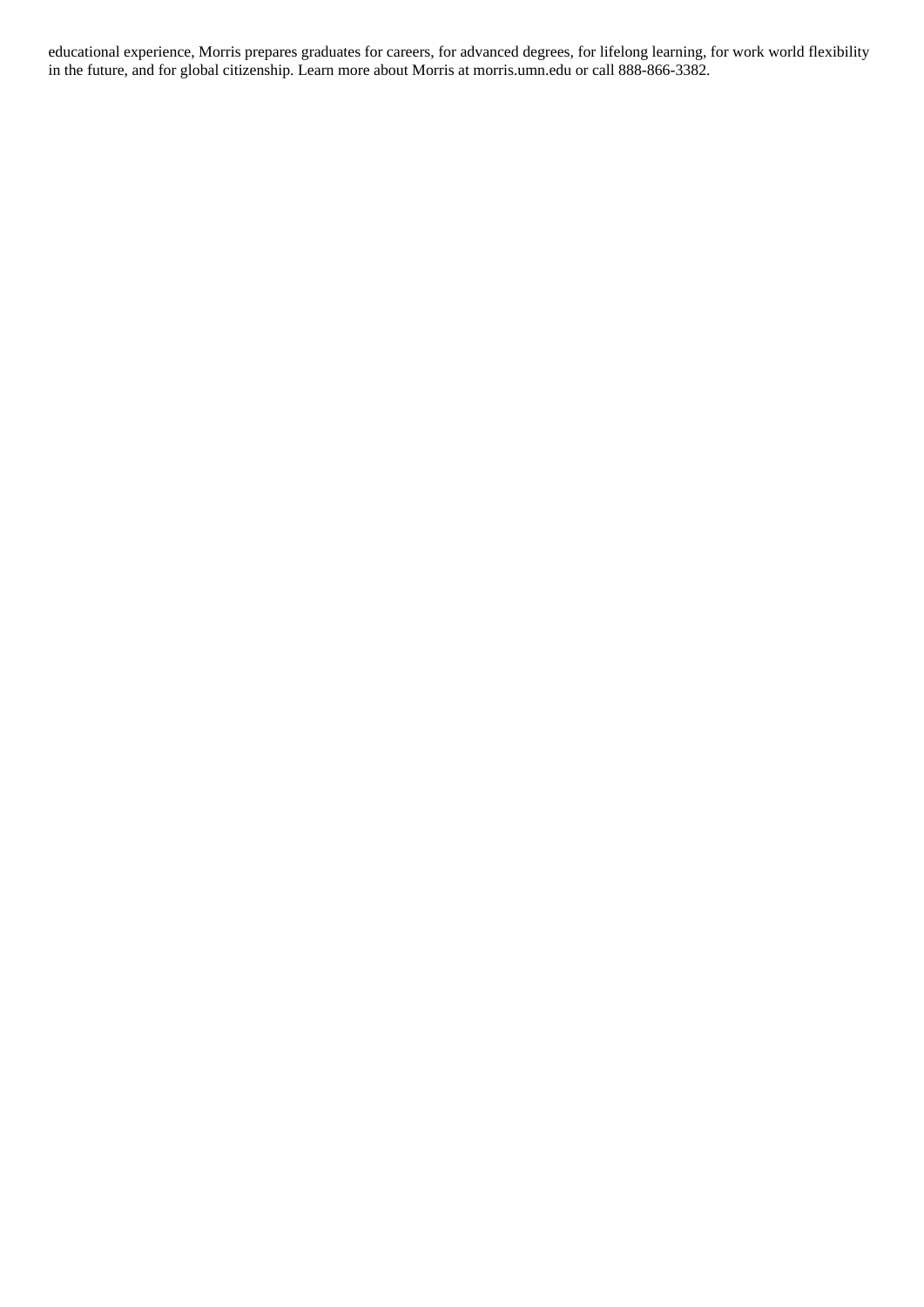educational experience, Morris prepares graduates for careers, for advanced degrees, for lifelong learning, for work world flexibility in the future, and for global citizenship. Learn more about Morris at morris.umn.edu or call 888-866-3382.